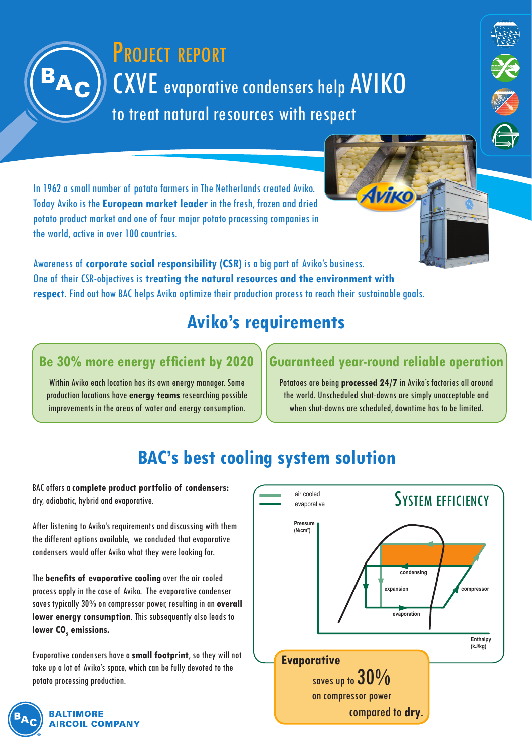# PROJECT REPORT

## CXVE evaporative condensers help AVIKO to treat natural resources with respect

In 1962 a small number of potato farmers in The Netherlands created Aviko. Today Aviko is the **European market leader** in the fresh, frozen and dried potato product market and one of four major potato processing companies in the world, active in over 100 countries.

Awareness of **corporate social responsibility (CSR)** is a big part of Aviko's business. One of their CSR-objectives is **treating the natural resources and the environment with respect**. Find out how BAC helps Aviko optimize their production process to reach their sustainable goals.

## Aviko's requirements

### Be 30% more energy efficient by 2020

Within Aviko each location has its own energy manager. Some production locations have **energy teams** researching possible improvements in the areas of water and energy consumption.

### Guaranteed year-round reliable operation

Potatoes are being **processed 24/7** in Aviko's factories all around the world. Unscheduled shut-downs are simply unacceptable and when shut-downs are scheduled, downtime has to be limited.

## BAC's best cooling system solution

BAC offers a **complete product portfolio of condensers:** dry, adiabatic, hybrid and evaporative.

After listening to Aviko's requirements and discussing with them the different options available, we concluded that evaporative condensers would offer Aviko what they were looking for.

The **benefits of evaporative cooling** over the air cooled process apply in the case of Aviko. The evaporative condenser saves typically 30% on compressor power, resulting in an **overall lower energy consumption**. This subsequently also leads to **lower $CO_2$ emissions.**

Evaporative condensers have a **small footprint**, so they will not take up a lot of Aviko's space, which can be fully devoted to the potato processing production.

### SYSTEM EFFICIENCY

Legend: air cooled; evaporative

Pressure (N/cm²) — Enthalpy (kJ/kg): condensing, expansion, compressor, evaporation

**Evaporative** saves up to 30% on compressor power compared to **dry**.

BALTIMORE AIRCOIL COMPANY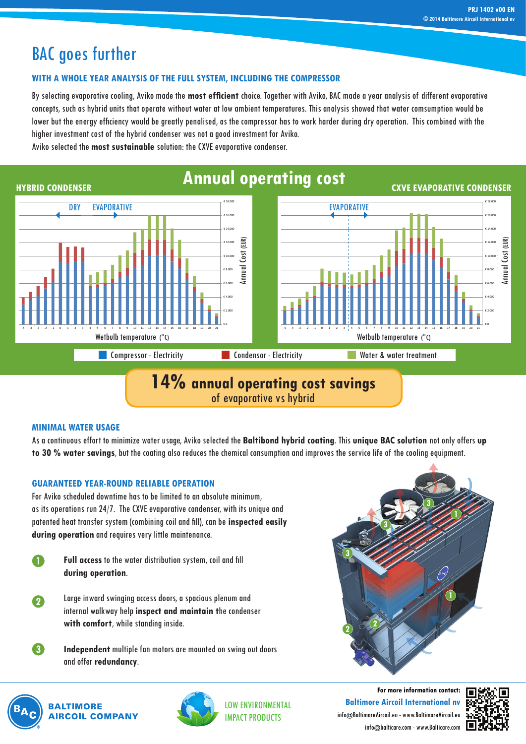# BAC goes further

### WITH A WHOLE YEAR ANALYSIS OF THE FULL SYSTEM, INCLUDING THE COMPRESSOR

By selecting evaporative cooling, Aviko made the **most efficient** choice. Together with Aviko, BAC made a year analysis of different evaporative concepts, such as hybrid units that operate without water at low ambient temperatures. This analysis showed that water comsumption would be lower but the energy efficiency would be greatly penalised, as the compressor has to work harder during dry operation. This combined with the higher investment cost of the hybrid condenser was not a good investment for Aviko.
Aviko selected the **most sustainable** solution: the CXVE evaporative condenser.

## Annual operating cost

HYBRID CONDENSER

DRY EVAPORATIVE

€ 18.000
€ 16.000
€ 14.000
€ 12.000
€ 10.000
€ 8.000
€ 6.000
€ 4.000
€ 2.000
€ 0

Annual Cost (EUR)

-5 -4 -3 -2 -1 0 1 2 3 4 5 6 7 8 9 10 11 12 13 14 15 16 17 18 19 20 21

Wetbulb temperature (°C)

CXVE EVAPORATIVE CONDENSER

EVAPORATIVE

€ 18.000
€ 16.000
€ 14.000
€ 12.000
€ 10.000
€ 8.000
€ 6.000
€ 4.000
€ 2.000
€ 0

Annual Cost (EUR)

-5 -4 -3 -2 -1 0 1 2 3 4 5 6 7 8 9 10 11 12 13 14 15 16 17 18 19 20 21

Wetbulb temperature (°C)

Compressor - Electricity
Condensor - Electricity
Water & water treatment

**14% annual operating cost savings**
of evaporative vs hybrid

### MINIMAL WATER USAGE

As a continuous effort to minimize water usage, Aviko selected the **Baltibond hybrid coating**. This **unique BAC solution** not only offers **up to 30 % water savings**, but the coating also reduces the chemical consumption and improves the service life of the cooling equipment.

### GUARANTEED YEAR-ROUND RELIABLE OPERATION

For Aviko scheduled downtime has to be limited to an absolute minimum, as its operations run 24/7. The CXVE evaporative condenser, with its unique and patented heat transfer system (combining coil and fill), can be **inspected easily during operation** and requires very little maintenance.

1. **Full access** to the water distribution system, coil and fill **during operation**.
2. Large inward swinging access doors, a spacious plenum and internal walkway help **inspect and maintain t**he condenser **with comfort**, while standing inside.
3. **Independent** multiple fan motors are mounted on swing out doors and offer **redundancy**.

BALTIMORE AIRCOIL COMPANY

LOW ENVIRONMENTAL IMPACT PRODUCTS

For more information contact:
**Baltimore Aircoil International nv**
info@BaltimoreAircoil.eu - www.BaltimoreAircoil.eu
info@balticare.com - www.Balticare.com